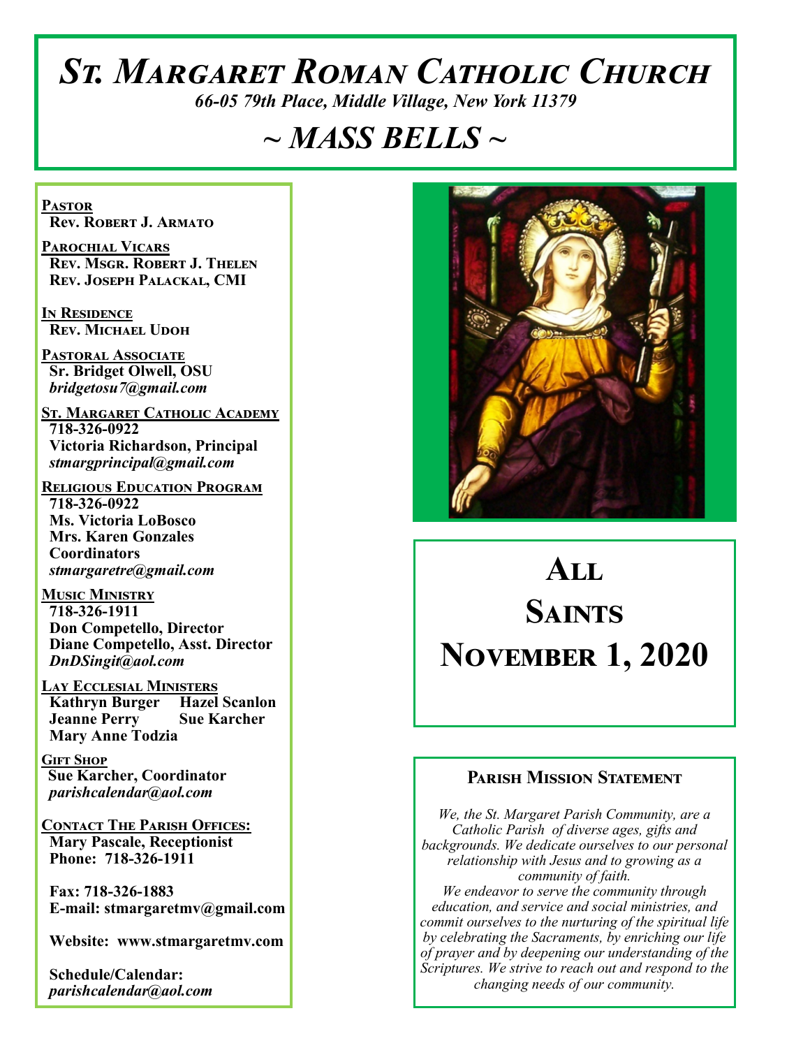# *St. Margaret Roman Catholic Church*

*66-05 79th Place, Middle Village, New York 11379*

## *~ MASS BELLS ~*

**Pastor**
**Rev. Robert J. Armato**

**Parochial Vicars**
**Rev. Msgr. Robert J. Thelen**
**Rev. Joseph Palackal, CMI**

**In Residence**
**Rev. Michael Udoh**

**Pastoral Associate**
**Sr. Bridget Olwell, OSU**
*bridgetosu7@gmail.com*

**St. Margaret Catholic Academy**
**718-326-0922**
**Victoria Richardson, Principal**
*stmargprincipal@gmail.com*

**Religious Education Program**
**718-326-0922**
**Ms. Victoria LoBosco**
**Mrs. Karen Gonzales**
**Coordinators**
*stmargaretre@gmail.com*

**Music Ministry**
**718-326-1911**
**Don Competello, Director**
**Diane Competello, Asst. Director**
*DnDSingit@aol.com*

**Lay Ecclesial Ministers**
**Kathryn Burger**
**Hazel Scanlon**
**Jeanne Perry**
**Sue Karcher**
**Mary Anne Todzia**

**Gift Shop**
**Sue Karcher, Coordinator**
*parishcalendar@aol.com*

**Contact The Parish Offices:**
**Mary Pascale, Receptionist**
**Phone: 718-326-1911**

**Fax: 718-326-1883**
**E-mail: stmargaretmv@gmail.com**

**Website: www.stmargaretmv.com**

**Schedule/Calendar:**
*parishcalendar@aol.com*

# All Saints
# November 1, 2020

### Parish Mission Statement

*We, the St. Margaret Parish Community, are a Catholic Parish of diverse ages, gifts and backgrounds. We dedicate ourselves to our personal relationship with Jesus and to growing as a community of faith.*
*We endeavor to serve the community through education, and service and social ministries, and commit ourselves to the nurturing of the spiritual life by celebrating the Sacraments, by enriching our life of prayer and by deepening our understanding of the Scriptures. We strive to reach out and respond to the changing needs of our community.*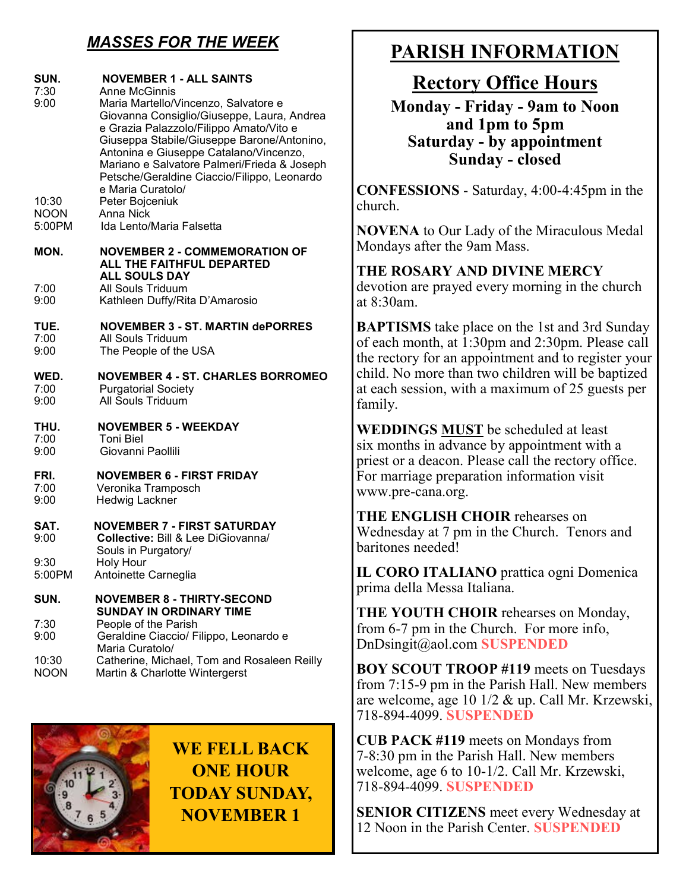## *MASSES FOR THE WEEK*

**SUN. NOVEMBER 1 - ALL SAINTS**

7:30 Anne McGinnis
9:00 Maria Martello/Vincenzo, Salvatore e Giovanna Consiglio/Giuseppe, Laura, Andrea e Grazia Palazzolo/Filippo Amato/Vito e Giuseppa Stabile/Giuseppe Barone/Antonino, Antonina e Giuseppe Catalano/Vincenzo, Mariano e Salvatore Palmeri/Frieda & Joseph Petsche/Geraldine Ciaccio/Filippo, Leonardo e Maria Curatolo/
10:30 Peter Bojceniuk
NOON Anna Nick
5:00PM Ida Lento/Maria Falsetta

**MON. NOVEMBER 2 - COMMEMORATION OF ALL THE FAITHFUL DEPARTED ALL SOULS DAY**

7:00 All Souls Triduum
9:00 Kathleen Duffy/Rita D'Amarosio

**TUE. NOVEMBER 3 - ST. MARTIN dePORRES**

7:00 All Souls Triduum
9:00 The People of the USA

**WED. NOVEMBER 4 - ST. CHARLES BORROMEO**

7:00 Purgatorial Society
9:00 All Souls Triduum

**THU. NOVEMBER 5 - WEEKDAY**

7:00 Toni Biel
9:00 Giovanni Paollili

**FRI. NOVEMBER 6 - FIRST FRIDAY**

7:00 Veronika Tramposch
9:00 Hedwig Lackner

**SAT. NOVEMBER 7 - FIRST SATURDAY**

9:00 **Collective:** Bill & Lee DiGiovanna/ Souls in Purgatory/
9:30 Holy Hour
5:00PM Antoinette Carneglia

**SUN. NOVEMBER 8 - THIRTY-SECOND SUNDAY IN ORDINARY TIME**

7:30 People of the Parish
9:00 Geraldine Ciaccio/ Filippo, Leonardo e Maria Curatolo/
10:30 Catherine, Michael, Tom and Rosaleen Reilly
NOON Martin & Charlotte Wintergerst

**WE FELL BACK ONE HOUR TODAY SUNDAY, NOVEMBER 1**

# PARISH INFORMATION

## Rectory Office Hours

**Monday - Friday - 9am to Noon and 1pm to 5pm**
**Saturday - by appointment**
**Sunday - closed**

**CONFESSIONS** - Saturday, 4:00-4:45pm in the church.

**NOVENA** to Our Lady of the Miraculous Medal Mondays after the 9am Mass.

**THE ROSARY AND DIVINE MERCY** devotion are prayed every morning in the church at 8:30am.

**BAPTISMS** take place on the 1st and 3rd Sunday of each month, at 1:30pm and 2:30pm. Please call the rectory for an appointment and to register your child. No more than two children will be baptized at each session, with a maximum of 25 guests per family.

**WEDDINGS MUST** be scheduled at least six months in advance by appointment with a priest or a deacon. Please call the rectory office. For marriage preparation information visit www.pre-cana.org.

**THE ENGLISH CHOIR** rehearses on Wednesday at 7 pm in the Church. Tenors and baritones needed!

**IL CORO ITALIANO** prattica ogni Domenica prima della Messa Italiana.

**THE YOUTH CHOIR** rehearses on Monday, from 6-7 pm in the Church. For more info, DnDsingit@aol.com **SUSPENDED**

**BOY SCOUT TROOP #119** meets on Tuesdays from 7:15-9 pm in the Parish Hall. New members are welcome, age 10 1/2 & up. Call Mr. Krzewski, 718-894-4099. **SUSPENDED**

**CUB PACK #119** meets on Mondays from 7-8:30 pm in the Parish Hall. New members welcome, age 6 to 10-1/2. Call Mr. Krzewski, 718-894-4099. **SUSPENDED**

**SENIOR CITIZENS** meet every Wednesday at 12 Noon in the Parish Center. **SUSPENDED**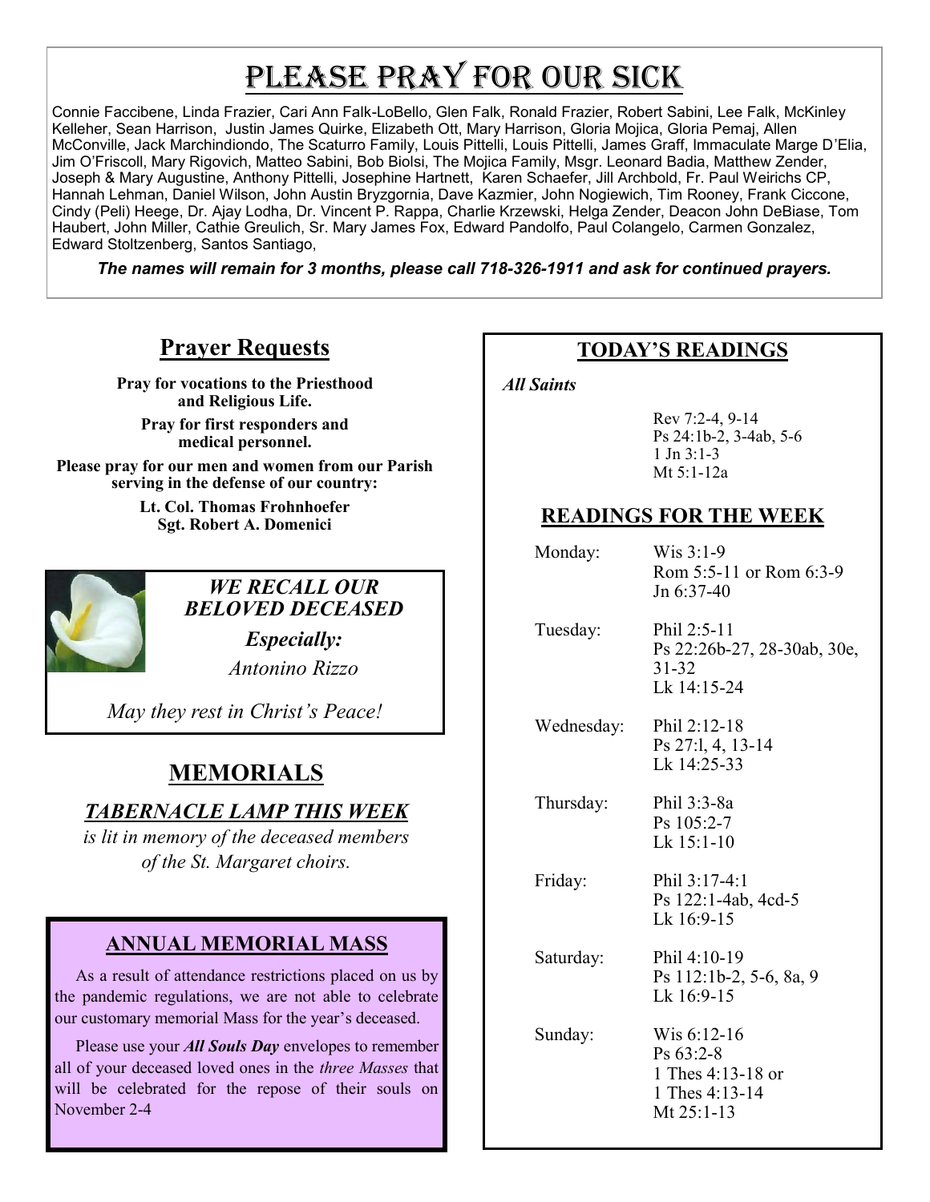# PLEASE PRAY FOR OUR SICK

Connie Faccibene, Linda Frazier, Cari Ann Falk-LoBello, Glen Falk, Ronald Frazier, Robert Sabini, Lee Falk, McKinley Kelleher, Sean Harrison, Justin James Quirke, Elizabeth Ott, Mary Harrison, Gloria Mojica, Gloria Pemaj, Allen McConville, Jack Marchindiondo, The Scaturro Family, Louis Pittelli, Louis Pittelli, James Graff, Immaculate Marge D'Elia, Jim O'Friscoll, Mary Rigovich, Matteo Sabini, Bob Biolsi, The Mojica Family, Msgr. Leonard Badia, Matthew Zender, Joseph & Mary Augustine, Anthony Pittelli, Josephine Hartnett, Karen Schaefer, Jill Archbold, Fr. Paul Weirichs CP, Hannah Lehman, Daniel Wilson, John Austin Bryzgornia, Dave Kazmier, John Nogiewich, Tim Rooney, Frank Ciccone, Cindy (Peli) Heege, Dr. Ajay Lodha, Dr. Vincent P. Rappa, Charlie Krzewski, Helga Zender, Deacon John DeBiase, Tom Haubert, John Miller, Cathie Greulich, Sr. Mary James Fox, Edward Pandolfo, Paul Colangelo, Carmen Gonzalez, Edward Stoltzenberg, Santos Santiago,

***The names will remain for 3 months, please call 718-326-1911 and ask for continued prayers.***

## Prayer Requests

**Pray for vocations to the Priesthood and Religious Life.**

**Pray for first responders and medical personnel.**

**Please pray for our men and women from our Parish serving in the defense of our country:**

**Lt. Col. Thomas Frohnhoefer**
**Sgt. Robert A. Domenici**

### *WE RECALL OUR BELOVED DECEASED*

***Especially:***

*Antonino Rizzo*

*May they rest in Christ's Peace!*

## MEMORIALS

### *TABERNACLE LAMP THIS WEEK*

*is lit in memory of the deceased members of the St. Margaret choirs.*

### ANNUAL MEMORIAL MASS

As a result of attendance restrictions placed on us by the pandemic regulations, we are not able to celebrate our customary memorial Mass for the year's deceased.

Please use your ***All Souls Day*** envelopes to remember all of your deceased loved ones in the *three Masses* that will be celebrated for the repose of their souls on November 2-4

## TODAY'S READINGS

*All Saints*

Rev 7:2-4, 9-14
Ps 24:1b-2, 3-4ab, 5-6
1 Jn 3:1-3
Mt 5:1-12a

## READINGS FOR THE WEEK

| | |
|---|---|
| Monday: | Wis 3:1-9<br>Rom 5:5-11 or Rom 6:3-9<br>Jn 6:37-40 |
| Tuesday: | Phil 2:5-11<br>Ps 22:26b-27, 28-30ab, 30e, 31-32<br>Lk 14:15-24 |
| Wednesday: | Phil 2:12-18<br>Ps 27:l, 4, 13-14<br>Lk 14:25-33 |
| Thursday: | Phil 3:3-8a<br>Ps 105:2-7<br>Lk 15:1-10 |
| Friday: | Phil 3:17-4:1<br>Ps 122:1-4ab, 4cd-5<br>Lk 16:9-15 |
| Saturday: | Phil 4:10-19<br>Ps 112:1b-2, 5-6, 8a, 9<br>Lk 16:9-15 |
| Sunday: | Wis 6:12-16<br>Ps 63:2-8<br>1 Thes 4:13-18 or<br>1 Thes 4:13-14<br>Mt 25:1-13 |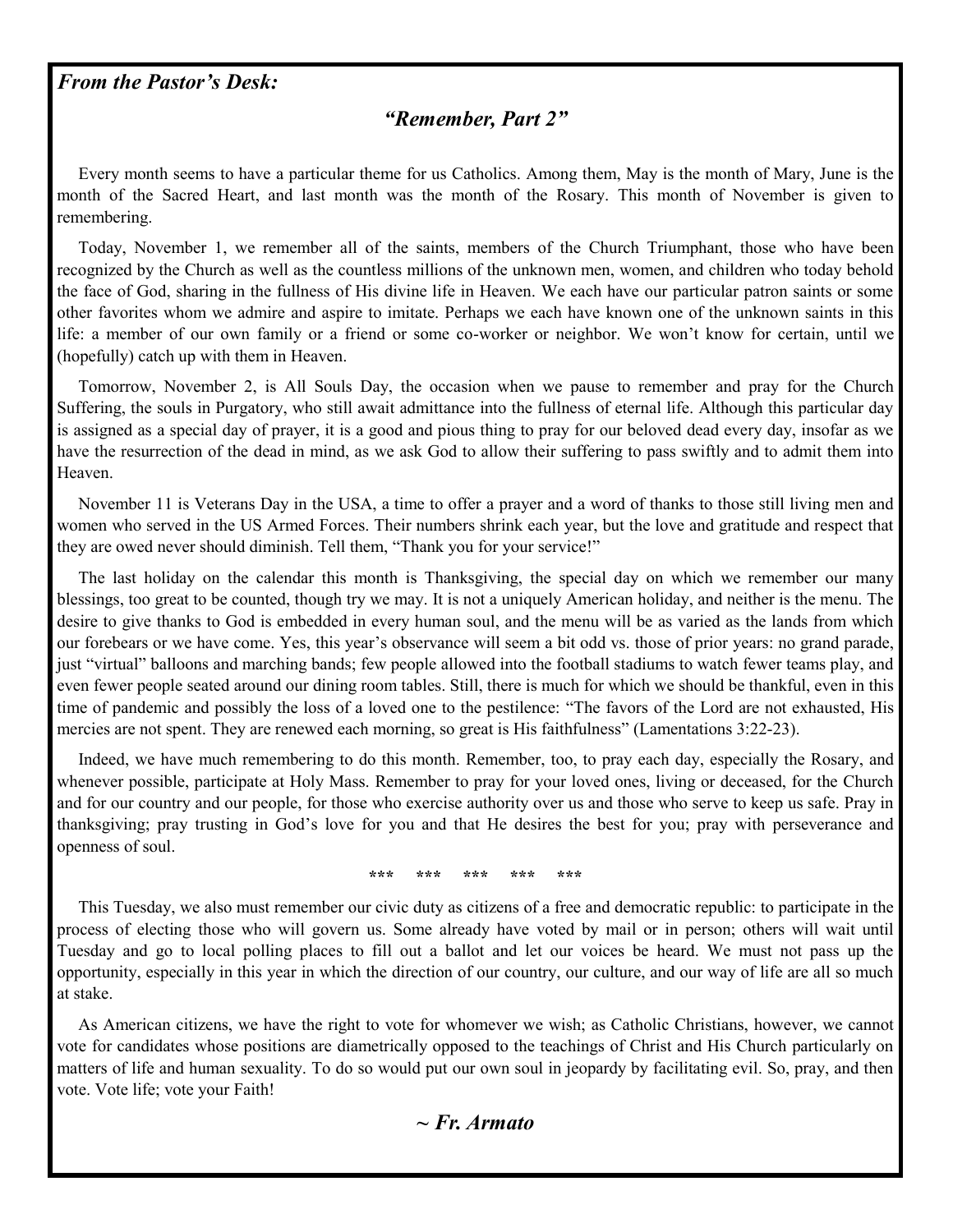***From the Pastor's Desk:***

## ***"Remember, Part 2"***

Every month seems to have a particular theme for us Catholics. Among them, May is the month of Mary, June is the month of the Sacred Heart, and last month was the month of the Rosary. This month of November is given to remembering.

Today, November 1, we remember all of the saints, members of the Church Triumphant, those who have been recognized by the Church as well as the countless millions of the unknown men, women, and children who today behold the face of God, sharing in the fullness of His divine life in Heaven. We each have our particular patron saints or some other favorites whom we admire and aspire to imitate. Perhaps we each have known one of the unknown saints in this life: a member of our own family or a friend or some co-worker or neighbor. We won't know for certain, until we (hopefully) catch up with them in Heaven.

Tomorrow, November 2, is All Souls Day, the occasion when we pause to remember and pray for the Church Suffering, the souls in Purgatory, who still await admittance into the fullness of eternal life. Although this particular day is assigned as a special day of prayer, it is a good and pious thing to pray for our beloved dead every day, insofar as we have the resurrection of the dead in mind, as we ask God to allow their suffering to pass swiftly and to admit them into Heaven.

November 11 is Veterans Day in the USA, a time to offer a prayer and a word of thanks to those still living men and women who served in the US Armed Forces. Their numbers shrink each year, but the love and gratitude and respect that they are owed never should diminish. Tell them, "Thank you for your service!"

The last holiday on the calendar this month is Thanksgiving, the special day on which we remember our many blessings, too great to be counted, though try we may. It is not a uniquely American holiday, and neither is the menu. The desire to give thanks to God is embedded in every human soul, and the menu will be as varied as the lands from which our forebears or we have come. Yes, this year's observance will seem a bit odd vs. those of prior years: no grand parade, just "virtual" balloons and marching bands; few people allowed into the football stadiums to watch fewer teams play, and even fewer people seated around our dining room tables. Still, there is much for which we should be thankful, even in this time of pandemic and possibly the loss of a loved one to the pestilence: "The favors of the Lord are not exhausted, His mercies are not spent. They are renewed each morning, so great is His faithfulness" (Lamentations 3:22-23).

Indeed, we have much remembering to do this month. Remember, too, to pray each day, especially the Rosary, and whenever possible, participate at Holy Mass. Remember to pray for your loved ones, living or deceased, for the Church and for our country and our people, for those who exercise authority over us and those who serve to keep us safe. Pray in thanksgiving; pray trusting in God's love for you and that He desires the best for you; pray with perseverance and openness of soul.

\*\*\*     \*\*\*     \*\*\*     \*\*\*     \*\*\*

This Tuesday, we also must remember our civic duty as citizens of a free and democratic republic: to participate in the process of electing those who will govern us. Some already have voted by mail or in person; others will wait until Tuesday and go to local polling places to fill out a ballot and let our voices be heard. We must not pass up the opportunity, especially in this year in which the direction of our country, our culture, and our way of life are all so much at stake.

As American citizens, we have the right to vote for whomever we wish; as Catholic Christians, however, we cannot vote for candidates whose positions are diametrically opposed to the teachings of Christ and His Church particularly on matters of life and human sexuality. To do so would put our own soul in jeopardy by facilitating evil. So, pray, and then vote. Vote life; vote your Faith!

***~ Fr. Armato***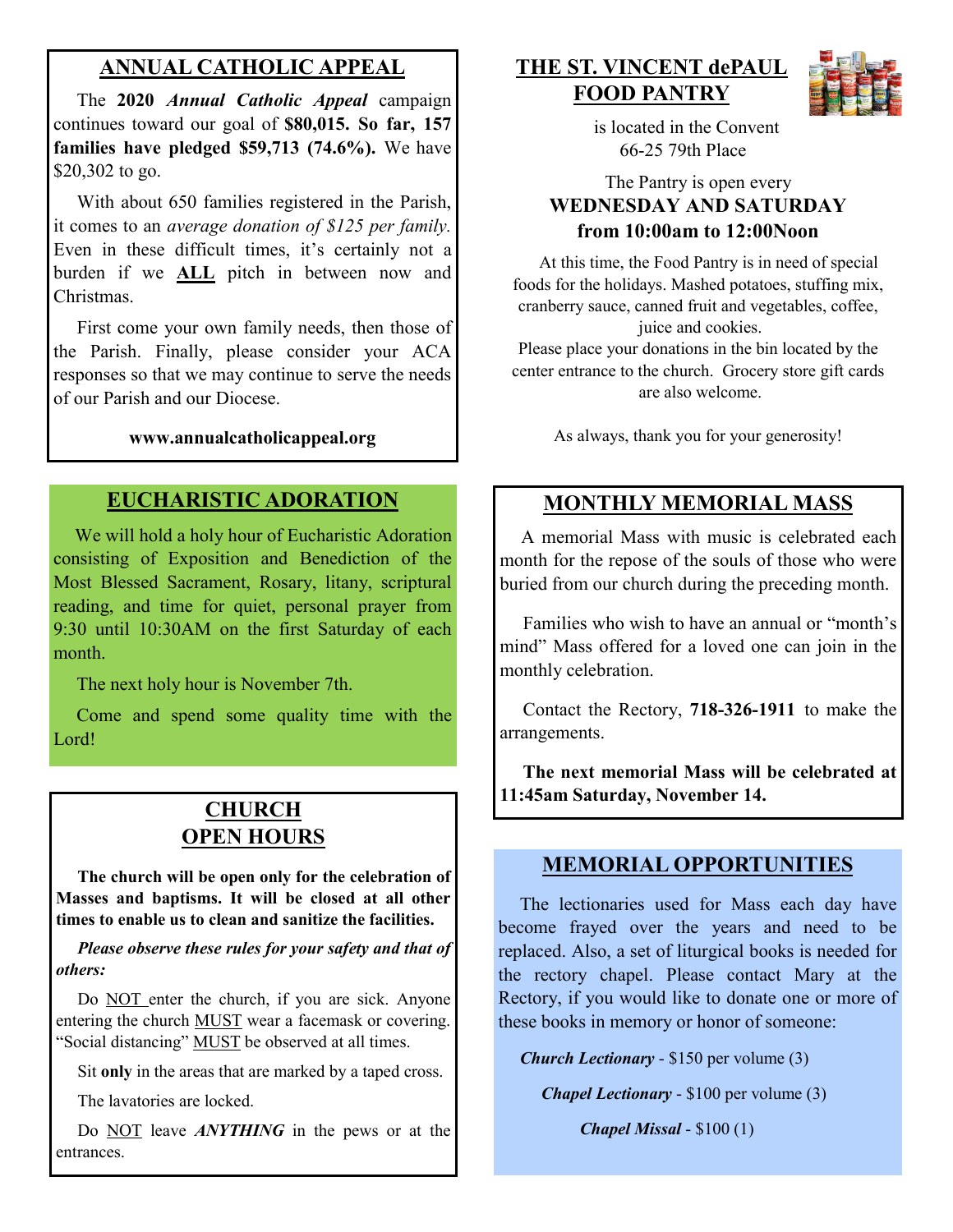## ANNUAL CATHOLIC APPEAL

The **2020** ***Annual Catholic Appeal*** campaign continues toward our goal of **$80,015. So far, 157 families have pledged $59,713 (74.6%).** We have $20,302 to go.

With about 650 families registered in the Parish, it comes to an *average donation of $125 per family.* Even in these difficult times, it's certainly not a burden if we **ALL** pitch in between now and Christmas.

First come your own family needs, then those of the Parish. Finally, please consider your ACA responses so that we may continue to serve the needs of our Parish and our Diocese.

**www.annualcatholicappeal.org**

## EUCHARISTIC ADORATION

We will hold a holy hour of Eucharistic Adoration consisting of Exposition and Benediction of the Most Blessed Sacrament, Rosary, litany, scriptural reading, and time for quiet, personal prayer from 9:30 until 10:30AM on the first Saturday of each month.

The next holy hour is November 7th.

Come and spend some quality time with the Lord!

## CHURCH OPEN HOURS

**The church will be open only for the celebration of Masses and baptisms. It will be closed at all other times to enable us to clean and sanitize the facilities.**

***Please observe these rules for your safety and that of others:***

Do NOT enter the church, if you are sick. Anyone entering the church MUST wear a facemask or covering. "Social distancing" MUST be observed at all times.

Sit **only** in the areas that are marked by a taped cross.

The lavatories are locked.

Do NOT leave ***ANYTHING*** in the pews or at the entrances.

## THE ST. VINCENT dePAUL FOOD PANTRY

is located in the Convent
66-25 79th Place

The Pantry is open every
**WEDNESDAY AND SATURDAY from 10:00am to 12:00Noon**

At this time, the Food Pantry is in need of special foods for the holidays. Mashed potatoes, stuffing mix, cranberry sauce, canned fruit and vegetables, coffee, juice and cookies.

Please place your donations in the bin located by the center entrance to the church. Grocery store gift cards are also welcome.

As always, thank you for your generosity!

## MONTHLY MEMORIAL MASS

A memorial Mass with music is celebrated each month for the repose of the souls of those who were buried from our church during the preceding month.

Families who wish to have an annual or "month's mind" Mass offered for a loved one can join in the monthly celebration.

Contact the Rectory, **718-326-1911** to make the arrangements.

**The next memorial Mass will be celebrated at 11:45am Saturday, November 14.**

## MEMORIAL OPPORTUNITIES

The lectionaries used for Mass each day have become frayed over the years and need to be replaced. Also, a set of liturgical books is needed for the rectory chapel. Please contact Mary at the Rectory, if you would like to donate one or more of these books in memory or honor of someone:

***Church Lectionary*** - $150 per volume (3)

***Chapel Lectionary*** - $100 per volume (3)

***Chapel Missal*** - $100 (1)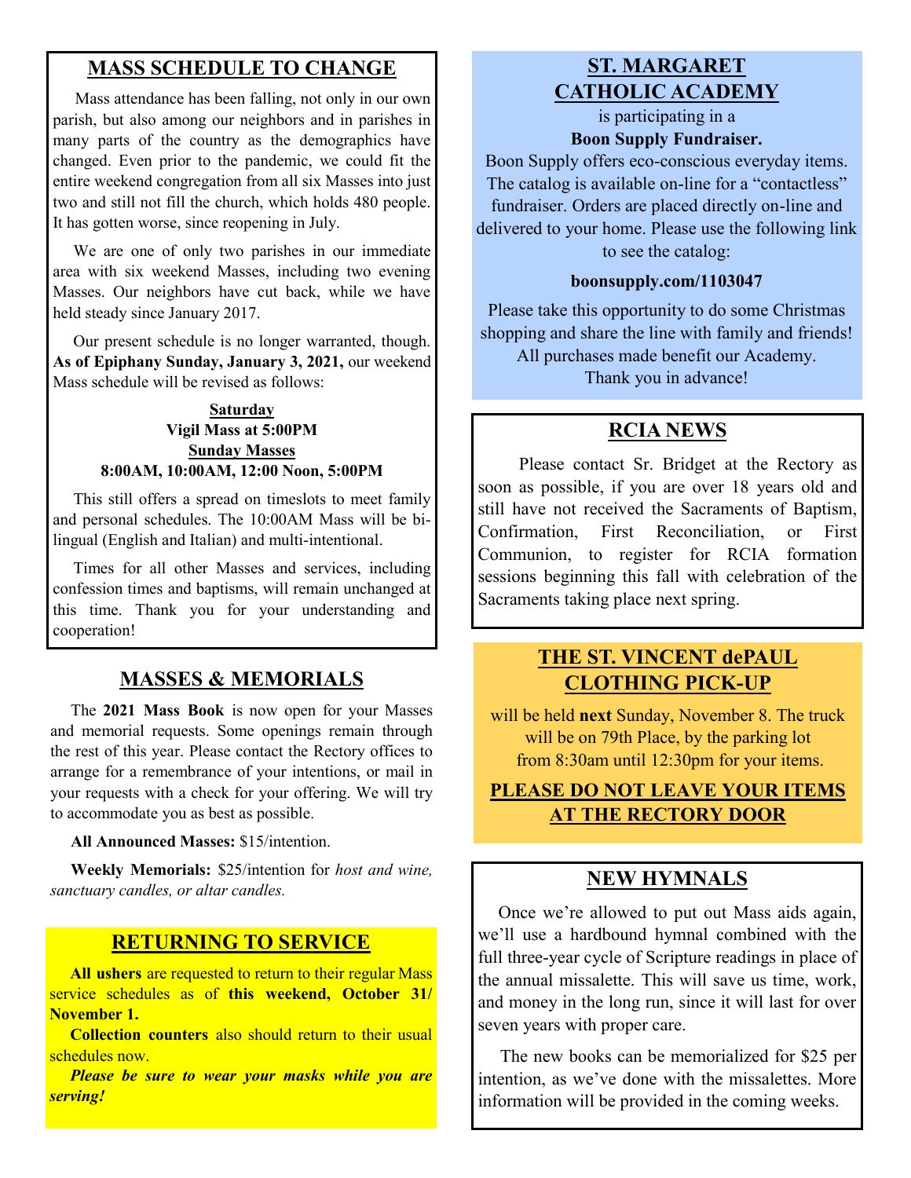## MASS SCHEDULE TO CHANGE

Mass attendance has been falling, not only in our own parish, but also among our neighbors and in parishes in many parts of the country as the demographics have changed. Even prior to the pandemic, we could fit the entire weekend congregation from all six Masses into just two and still not fill the church, which holds 480 people. It has gotten worse, since reopening in July.

We are one of only two parishes in our immediate area with six weekend Masses, including two evening Masses. Our neighbors have cut back, while we have held steady since January 2017.

Our present schedule is no longer warranted, though. **As of Epiphany Sunday, January 3, 2021,** our weekend Mass schedule will be revised as follows:

**Saturday**
**Vigil Mass at 5:00PM**
**Sunday Masses**
**8:00AM, 10:00AM, 12:00 Noon, 5:00PM**

This still offers a spread on timeslots to meet family and personal schedules. The 10:00AM Mass will be bi-lingual (English and Italian) and multi-intentional.

Times for all other Masses and services, including confession times and baptisms, will remain unchanged at this time. Thank you for your understanding and cooperation!

## MASSES & MEMORIALS

The **2021 Mass Book** is now open for your Masses and memorial requests. Some openings remain through the rest of this year. Please contact the Rectory offices to arrange for a remembrance of your intentions, or mail in your requests with a check for your offering. We will try to accommodate you as best as possible.

**All Announced Masses:** $15/intention.

**Weekly Memorials:** $25/intention for *host and wine, sanctuary candles, or altar candles.*

## RETURNING TO SERVICE

**All ushers** are requested to return to their regular Mass service schedules as of **this weekend, October 31/ November 1.**

**Collection counters** also should return to their usual schedules now.

***Please be sure to wear your masks while you are serving!***

## ST. MARGARET CATHOLIC ACADEMY

is participating in a
**Boon Supply Fundraiser.**

Boon Supply offers eco-conscious everyday items. The catalog is available on-line for a "contactless" fundraiser. Orders are placed directly on-line and delivered to your home. Please use the following link to see the catalog:

**boonsupply.com/1103047**

Please take this opportunity to do some Christmas shopping and share the line with family and friends! All purchases made benefit our Academy. Thank you in advance!

## RCIA NEWS

Please contact Sr. Bridget at the Rectory as soon as possible, if you are over 18 years old and still have not received the Sacraments of Baptism, Confirmation, First Reconciliation, or First Communion, to register for RCIA formation sessions beginning this fall with celebration of the Sacraments taking place next spring.

## THE ST. VINCENT dePAUL CLOTHING PICK-UP

will be held **next** Sunday, November 8. The truck will be on 79th Place, by the parking lot from 8:30am until 12:30pm for your items.

**PLEASE DO NOT LEAVE YOUR ITEMS AT THE RECTORY DOOR**

## NEW HYMNALS

Once we're allowed to put out Mass aids again, we'll use a hardbound hymnal combined with the full three-year cycle of Scripture readings in place of the annual missalette. This will save us time, work, and money in the long run, since it will last for over seven years with proper care.

The new books can be memorialized for $25 per intention, as we've done with the missalettes. More information will be provided in the coming weeks.